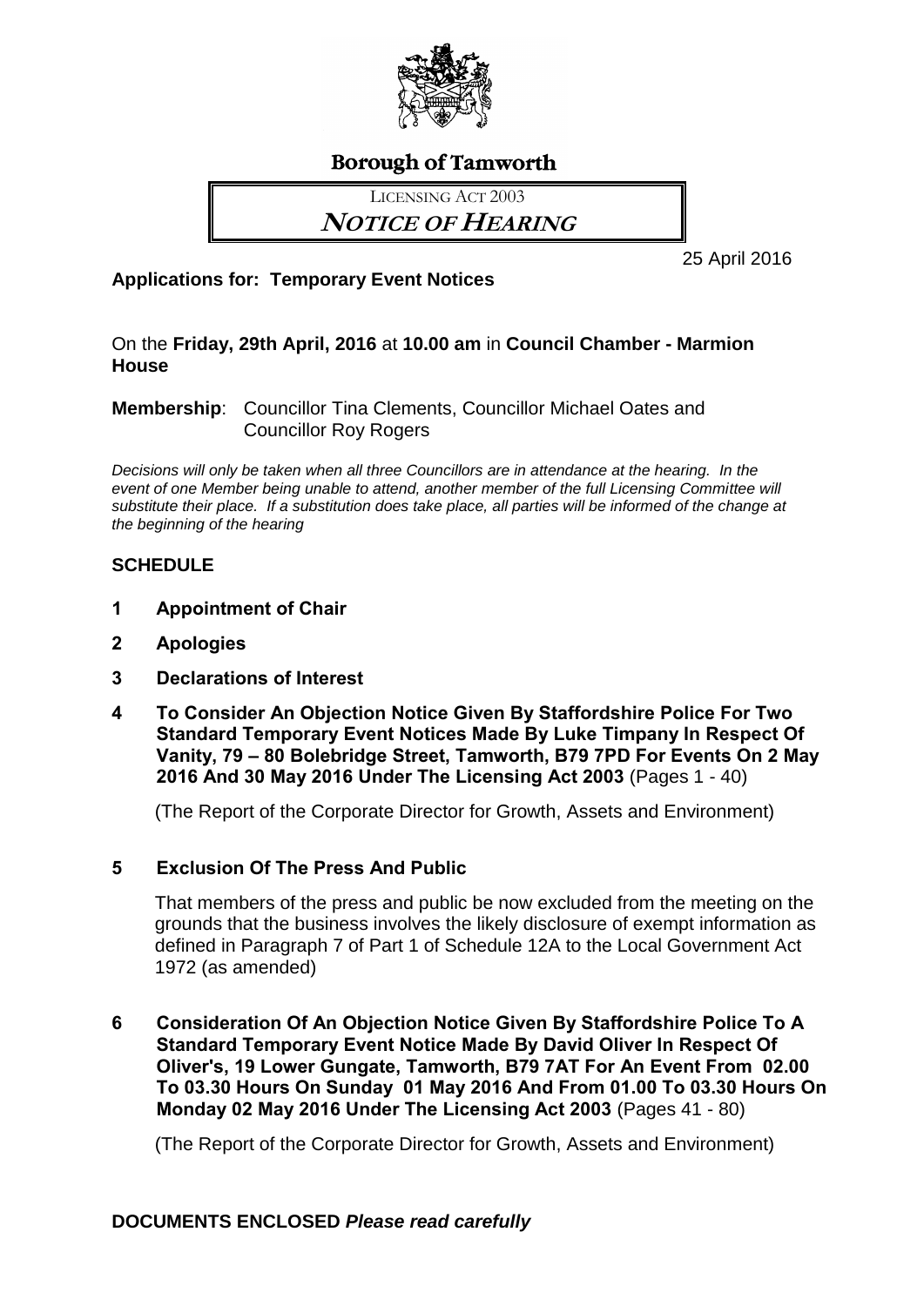# Borough of Tamworth

LICENSING ACT 2003

## *NOTICE OF HEARING*

25 April 2016

**Applications for: Temporary Event Notices**

On the **Friday, 29th April, 2016** at **10.00 am** in **Council Chamber - Marmion House**

**Membership**: Councillor Tina Clements, Councillor Michael Oates and Councillor Roy Rogers

*Decisions will only be taken when all three Councillors are in attendance at the hearing. In the event of one Member being unable to attend, another member of the full Licensing Committee will substitute their place. If a substitution does take place, all parties will be informed of the change at the beginning of the hearing*

**SCHEDULE**

**1 Appointment of Chair**

**2 Apologies**

**3 Declarations of Interest**

**4 To Consider An Objection Notice Given By Staffordshire Police For Two Standard Temporary Event Notices Made By Luke Timpany In Respect Of Vanity, 79 – 80 Bolebridge Street, Tamworth, B79 7PD For Events On 2 May 2016 And 30 May 2016 Under The Licensing Act 2003** (Pages 1 - 40)

(The Report of the Corporate Director for Growth, Assets and Environment)

**5 Exclusion Of The Press And Public**

That members of the press and public be now excluded from the meeting on the grounds that the business involves the likely disclosure of exempt information as defined in Paragraph 7 of Part 1 of Schedule 12A to the Local Government Act 1972 (as amended)

**6 Consideration Of An Objection Notice Given By Staffordshire Police To A Standard Temporary Event Notice Made By David Oliver In Respect Of Oliver's, 19 Lower Gungate, Tamworth, B79 7AT For An Event From 02.00 To 03.30 Hours On Sunday 01 May 2016 And From 01.00 To 03.30 Hours On Monday 02 May 2016 Under The Licensing Act 2003** (Pages 41 - 80)

(The Report of the Corporate Director for Growth, Assets and Environment)

**DOCUMENTS ENCLOSED** ***Please read carefully***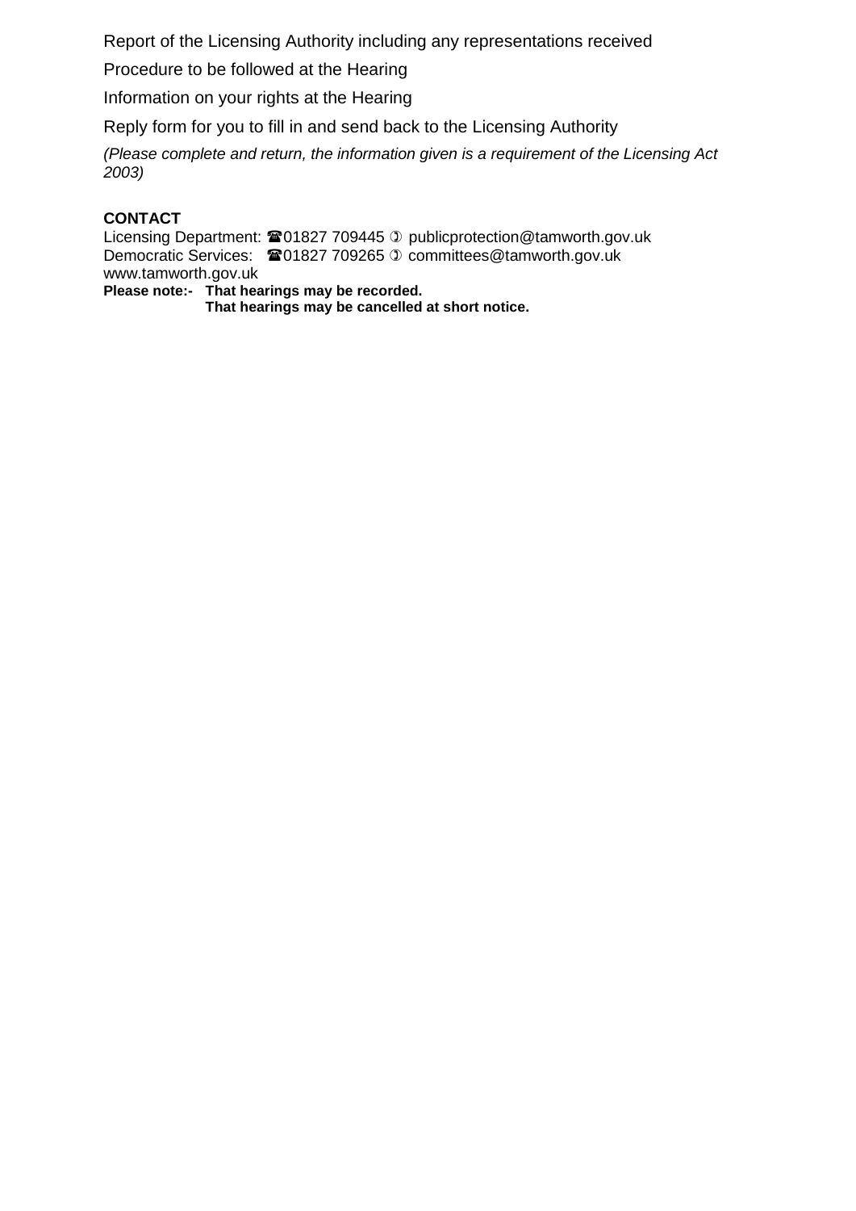Report of the Licensing Authority including any representations received

Procedure to be followed at the Hearing

Information on your rights at the Hearing

Reply form for you to fill in and send back to the Licensing Authority

*(Please complete and return, the information given is a requirement of the Licensing Act 2003)*

**CONTACT**

Licensing Department: ☎01827 709445 ✉ publicprotection@tamworth.gov.uk
Democratic Services: ☎01827 709265 ✉ committees@tamworth.gov.uk
www.tamworth.gov.uk

**Please note:- That hearings may be recorded.**
**That hearings may be cancelled at short notice.**